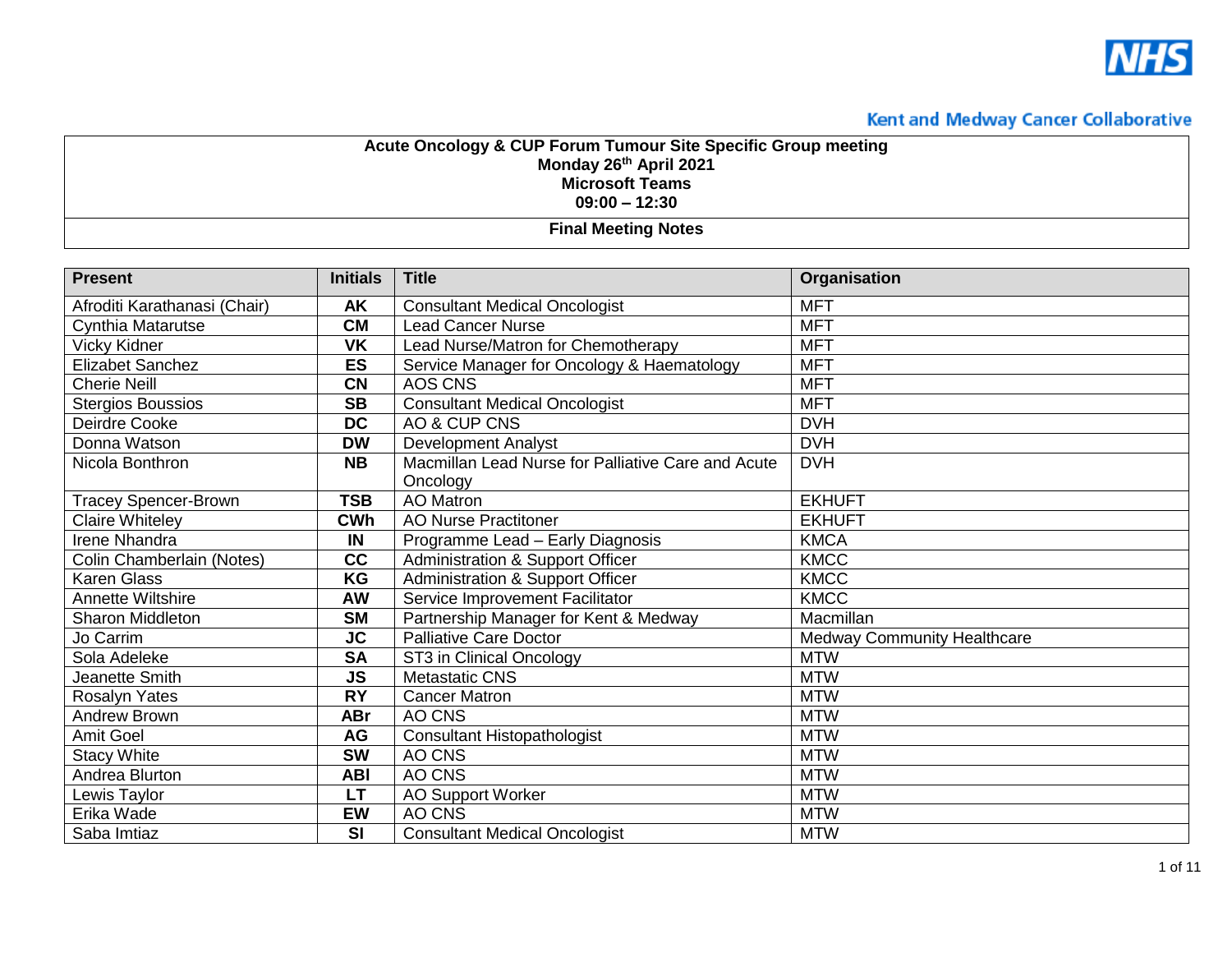NHS

Kent and Medway Cancer Collaborative

**Acute Oncology & CUP Forum Tumour Site Specific Group meeting**
**Monday 26th April 2021**
**Microsoft Teams**
**09:00 – 12:30**

**Final Meeting Notes**

| Present | Initials | Title | Organisation |
|---|---|---|---|
| Afroditi Karathanasi (Chair) | AK | Consultant Medical Oncologist | MFT |
| Cynthia Matarutse | CM | Lead Cancer Nurse | MFT |
| Vicky Kidner | VK | Lead Nurse/Matron for Chemotherapy | MFT |
| Elizabet Sanchez | ES | Service Manager for Oncology & Haematology | MFT |
| Cherie Neill | CN | AOS CNS | MFT |
| Stergios Boussios | SB | Consultant Medical Oncologist | MFT |
| Deirdre Cooke | DC | AO & CUP CNS | DVH |
| Donna Watson | DW | Development Analyst | DVH |
| Nicola Bonthron | NB | Macmillan Lead Nurse for Palliative Care and Acute Oncology | DVH |
| Tracey Spencer-Brown | TSB | AO Matron | EKHUFT |
| Claire Whiteley | CWh | AO Nurse Practitoner | EKHUFT |
| Irene Nhandra | IN | Programme Lead – Early Diagnosis | KMCA |
| Colin Chamberlain (Notes) | CC | Administration & Support Officer | KMCC |
| Karen Glass | KG | Administration & Support Officer | KMCC |
| Annette Wiltshire | AW | Service Improvement Facilitator | KMCC |
| Sharon Middleton | SM | Partnership Manager for Kent & Medway | Macmillan |
| Jo Carrim | JC | Palliative Care Doctor | Medway Community Healthcare |
| Sola Adeleke | SA | ST3 in Clinical Oncology | MTW |
| Jeanette Smith | JS | Metastatic CNS | MTW |
| Rosalyn Yates | RY | Cancer Matron | MTW |
| Andrew Brown | ABr | AO CNS | MTW |
| Amit Goel | AG | Consultant Histopathologist | MTW |
| Stacy White | SW | AO CNS | MTW |
| Andrea Blurton | ABl | AO CNS | MTW |
| Lewis Taylor | LT | AO Support Worker | MTW |
| Erika Wade | EW | AO CNS | MTW |
| Saba Imtiaz | SI | Consultant Medical Oncologist | MTW |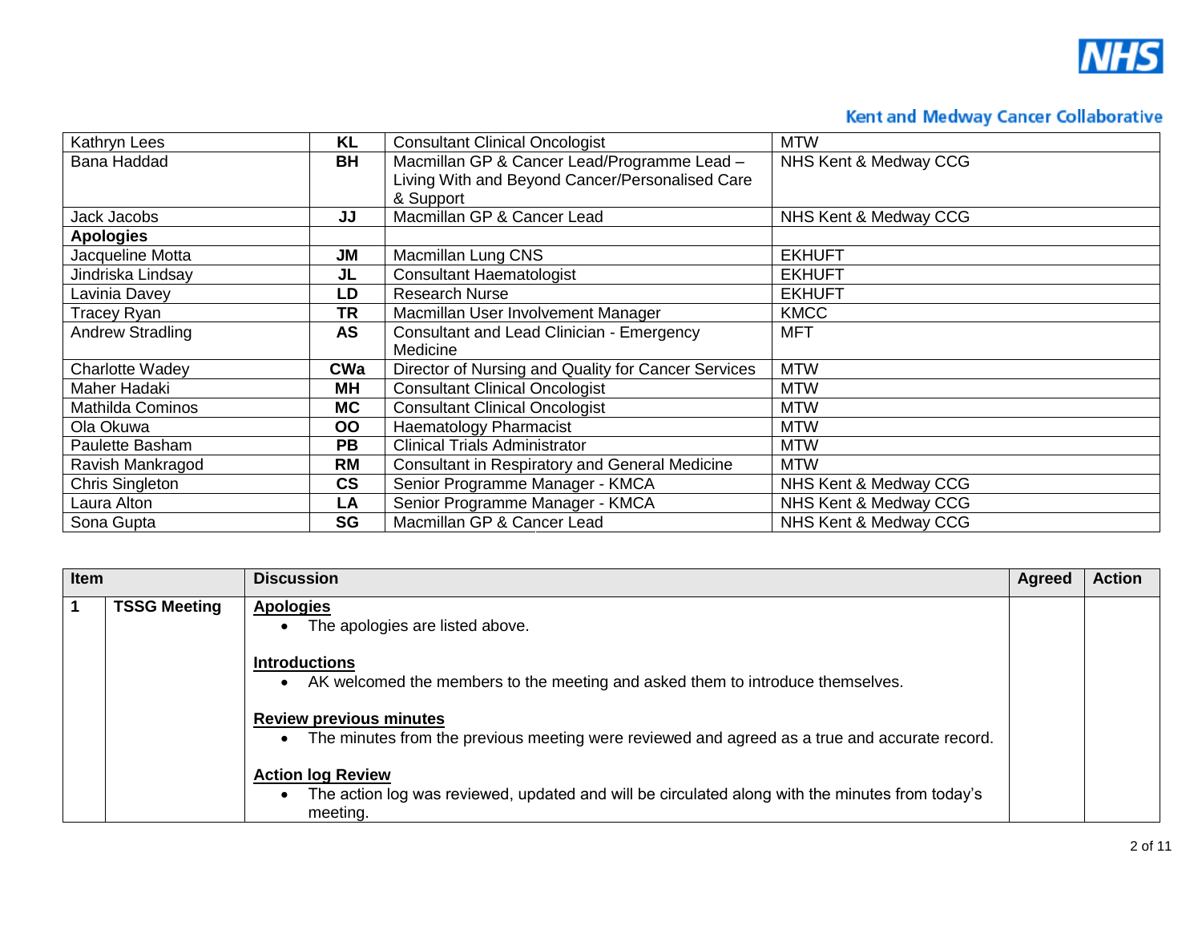| | | | |
|---|---|---|---|
| Kathryn Lees | **KL** | Consultant Clinical Oncologist | MTW |
| Bana Haddad | **BH** | Macmillan GP & Cancer Lead/Programme Lead – Living With and Beyond Cancer/Personalised Care & Support | NHS Kent & Medway CCG |
| Jack Jacobs | **JJ** | Macmillan GP & Cancer Lead | NHS Kent & Medway CCG |
| **Apologies** | | | |
| Jacqueline Motta | **JM** | Macmillan Lung CNS | EKHUFT |
| Jindriska Lindsay | **JL** | Consultant Haematologist | EKHUFT |
| Lavinia Davey | **LD** | Research Nurse | EKHUFT |
| Tracey Ryan | **TR** | Macmillan User Involvement Manager | KMCC |
| Andrew Stradling | **AS** | Consultant and Lead Clinician - Emergency Medicine | MFT |
| Charlotte Wadey | **CWa** | Director of Nursing and Quality for Cancer Services | MTW |
| Maher Hadaki | **MH** | Consultant Clinical Oncologist | MTW |
| Mathilda Cominos | **MC** | Consultant Clinical Oncologist | MTW |
| Ola Okuwa | **OO** | Haematology Pharmacist | MTW |
| Paulette Basham | **PB** | Clinical Trials Administrator | MTW |
| Ravish Mankragod | **RM** | Consultant in Respiratory and General Medicine | MTW |
| Chris Singleton | **CS** | Senior Programme Manager - KMCA | NHS Kent & Medway CCG |
| Laura Alton | **LA** | Senior Programme Manager - KMCA | NHS Kent & Medway CCG |
| Sona Gupta | **SG** | Macmillan GP & Cancer Lead | NHS Kent & Medway CCG |

| Item | | Discussion | Agreed | Action |
|---|---|---|---|---|
| **1** | **TSSG Meeting** | **Apologies**<br>• The apologies are listed above.<br><br>**Introductions**<br>• AK welcomed the members to the meeting and asked them to introduce themselves.<br><br>**Review previous minutes**<br>• The minutes from the previous meeting were reviewed and agreed as a true and accurate record.<br><br>**Action log Review**<br>• The action log was reviewed, updated and will be circulated along with the minutes from today's meeting. | | |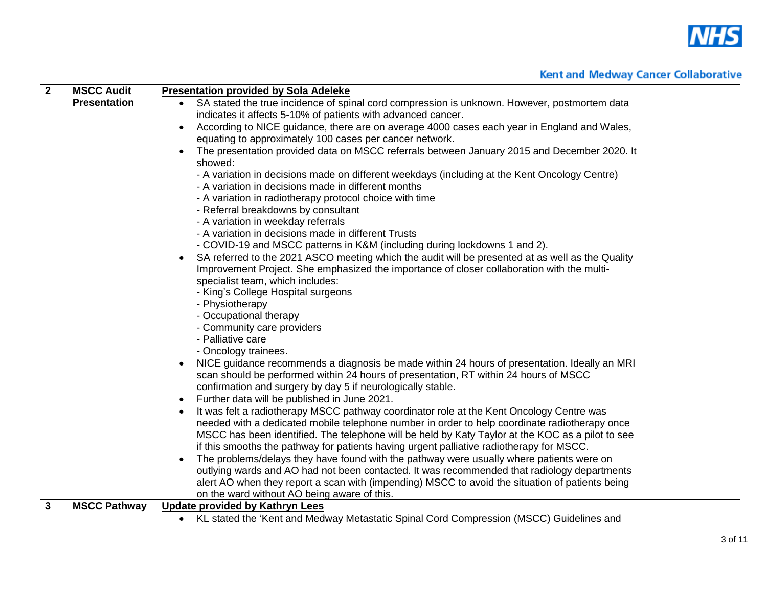| 2 | MSCC Audit Presentation | **Presentation provided by Sola Adeleke**<br>• SA stated the true incidence of spinal cord compression is unknown. However, postmortem data indicates it affects 5-10% of patients with advanced cancer.<br>• According to NICE guidance, there are on average 4000 cases each year in England and Wales, equating to approximately 100 cases per cancer network.<br>• The presentation provided data on MSCC referrals between January 2015 and December 2020. It showed:<br>- A variation in decisions made on different weekdays (including at the Kent Oncology Centre)<br>- A variation in decisions made in different months<br>- A variation in radiotherapy protocol choice with time<br>- Referral breakdowns by consultant<br>- A variation in weekday referrals<br>- A variation in decisions made in different Trusts<br>- COVID-19 and MSCC patterns in K&M (including during lockdowns 1 and 2).<br>• SA referred to the 2021 ASCO meeting which the audit will be presented at as well as the Quality Improvement Project. She emphasized the importance of closer collaboration with the multi-specialist team, which includes:<br>- King's College Hospital surgeons<br>- Physiotherapy<br>- Occupational therapy<br>- Community care providers<br>- Palliative care<br>- Oncology trainees.<br>• NICE guidance recommends a diagnosis be made within 24 hours of presentation. Ideally an MRI scan should be performed within 24 hours of presentation, RT within 24 hours of MSCC confirmation and surgery by day 5 if neurologically stable.<br>• Further data will be published in June 2021.<br>• It was felt a radiotherapy MSCC pathway coordinator role at the Kent Oncology Centre was needed with a dedicated mobile telephone number in order to help coordinate radiotherapy once MSCC has been identified. The telephone will be held by Katy Taylor at the KOC as a pilot to see if this smooths the pathway for patients having urgent palliative radiotherapy for MSCC.<br>• The problems/delays they have found with the pathway were usually where patients were on outlying wards and AO had not been contacted. It was recommended that radiology departments alert AO when they report a scan with (impending) MSCC to avoid the situation of patients being on the ward without AO being aware of this. | | |
|---|---|---|---|---|
| 3 | MSCC Pathway | **Update provided by Kathryn Lees**<br>• KL stated the 'Kent and Medway Metastatic Spinal Cord Compression (MSCC) Guidelines and | | |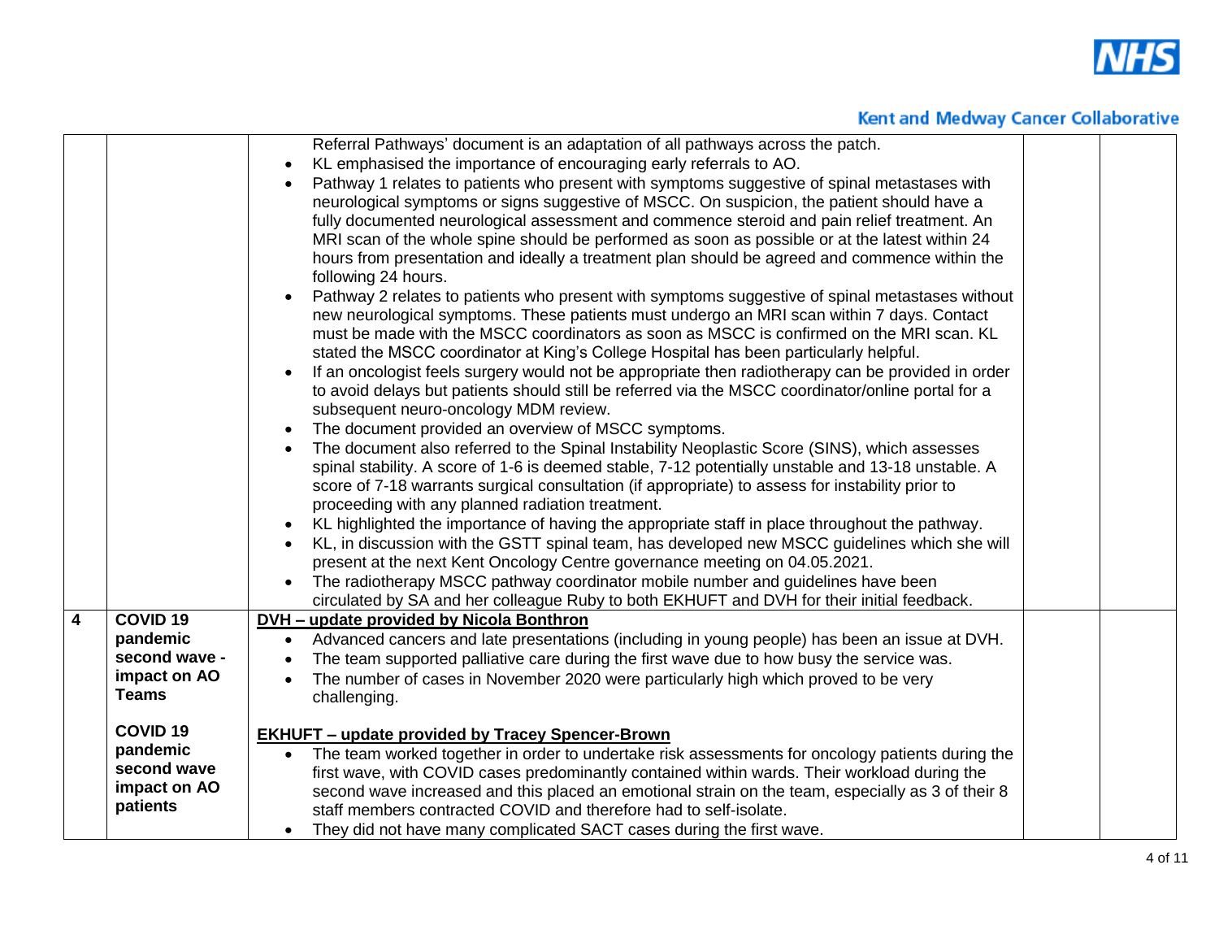| | | | | |
|---|---|---|---|---|
| | | Referral Pathways' document is an adaptation of all pathways across the patch.<br>• KL emphasised the importance of encouraging early referrals to AO.<br>• Pathway 1 relates to patients who present with symptoms suggestive of spinal metastases with neurological symptoms or signs suggestive of MSCC. On suspicion, the patient should have a fully documented neurological assessment and commence steroid and pain relief treatment. An MRI scan of the whole spine should be performed as soon as possible or at the latest within 24 hours from presentation and ideally a treatment plan should be agreed and commence within the following 24 hours.<br>• Pathway 2 relates to patients who present with symptoms suggestive of spinal metastases without new neurological symptoms. These patients must undergo an MRI scan within 7 days. Contact must be made with the MSCC coordinators as soon as MSCC is confirmed on the MRI scan. KL stated the MSCC coordinator at King's College Hospital has been particularly helpful.<br>• If an oncologist feels surgery would not be appropriate then radiotherapy can be provided in order to avoid delays but patients should still be referred via the MSCC coordinator/online portal for a subsequent neuro-oncology MDM review.<br>• The document provided an overview of MSCC symptoms.<br>• The document also referred to the Spinal Instability Neoplastic Score (SINS), which assesses spinal stability. A score of 1-6 is deemed stable, 7-12 potentially unstable and 13-18 unstable. A score of 7-18 warrants surgical consultation (if appropriate) to assess for instability prior to proceeding with any planned radiation treatment.<br>• KL highlighted the importance of having the appropriate staff in place throughout the pathway.<br>• KL, in discussion with the GSTT spinal team, has developed new MSCC guidelines which she will present at the next Kent Oncology Centre governance meeting on 04.05.2021.<br>• The radiotherapy MSCC pathway coordinator mobile number and guidelines have been circulated by SA and her colleague Ruby to both EKHUFT and DVH for their initial feedback. | | |
| **4** | **COVID 19 pandemic second wave - impact on AO Teams**<br><br>**COVID 19 pandemic second wave impact on AO patients** | **DVH – update provided by Nicola Bonthron**<br>• Advanced cancers and late presentations (including in young people) has been an issue at DVH.<br>• The team supported palliative care during the first wave due to how busy the service was.<br>• The number of cases in November 2020 were particularly high which proved to be very challenging.<br><br>**EKHUFT – update provided by Tracey Spencer-Brown**<br>• The team worked together in order to undertake risk assessments for oncology patients during the first wave, with COVID cases predominantly contained within wards. Their workload during the second wave increased and this placed an emotional strain on the team, especially as 3 of their 8 staff members contracted COVID and therefore had to self-isolate.<br>• They did not have many complicated SACT cases during the first wave. | | |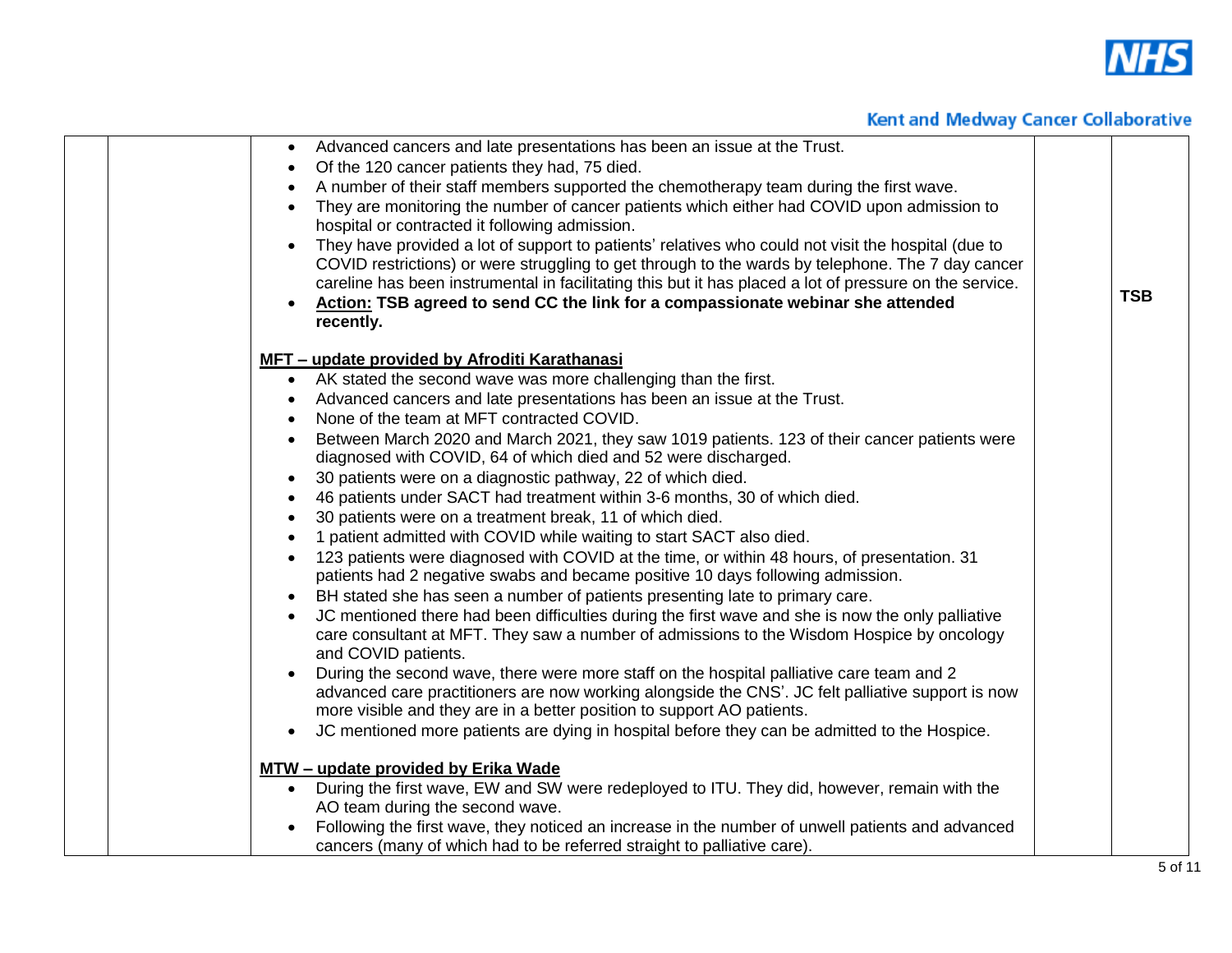| | | | | |
|---|---|---|---|---|
| | | <ul><li>Advanced cancers and late presentations has been an issue at the Trust.</li><li>Of the 120 cancer patients they had, 75 died.</li><li>A number of their staff members supported the chemotherapy team during the first wave.</li><li>They are monitoring the number of cancer patients which either had COVID upon admission to hospital or contracted it following admission.</li><li>They have provided a lot of support to patients' relatives who could not visit the hospital (due to COVID restrictions) or were struggling to get through to the wards by telephone. The 7 day cancer careline has been instrumental in facilitating this but it has placed a lot of pressure on the service.</li><li>**Action: TSB agreed to send CC the link for a compassionate webinar she attended recently.**</li></ul> **MFT – update provided by Afroditi Karathanasi** <ul><li>AK stated the second wave was more challenging than the first.</li><li>Advanced cancers and late presentations has been an issue at the Trust.</li><li>None of the team at MFT contracted COVID.</li><li>Between March 2020 and March 2021, they saw 1019 patients. 123 of their cancer patients were diagnosed with COVID, 64 of which died and 52 were discharged.</li><li>30 patients were on a diagnostic pathway, 22 of which died.</li><li>46 patients under SACT had treatment within 3-6 months, 30 of which died.</li><li>30 patients were on a treatment break, 11 of which died.</li><li>1 patient admitted with COVID while waiting to start SACT also died.</li><li>123 patients were diagnosed with COVID at the time, or within 48 hours, of presentation. 31 patients had 2 negative swabs and became positive 10 days following admission.</li><li>BH stated she has seen a number of patients presenting late to primary care.</li><li>JC mentioned there had been difficulties during the first wave and she is now the only palliative care consultant at MFT. They saw a number of admissions to the Wisdom Hospice by oncology and COVID patients.</li><li>During the second wave, there were more staff on the hospital palliative care team and 2 advanced care practitioners are now working alongside the CNS'. JC felt palliative support is now more visible and they are in a better position to support AO patients.</li><li>JC mentioned more patients are dying in hospital before they can be admitted to the Hospice.</li></ul> **MTW – update provided by Erika Wade** <ul><li>During the first wave, EW and SW were redeployed to ITU. They did, however, remain with the AO team during the second wave.</li><li>Following the first wave, they noticed an increase in the number of unwell patients and advanced cancers (many of which had to be referred straight to palliative care).</li></ul> | | **TSB** |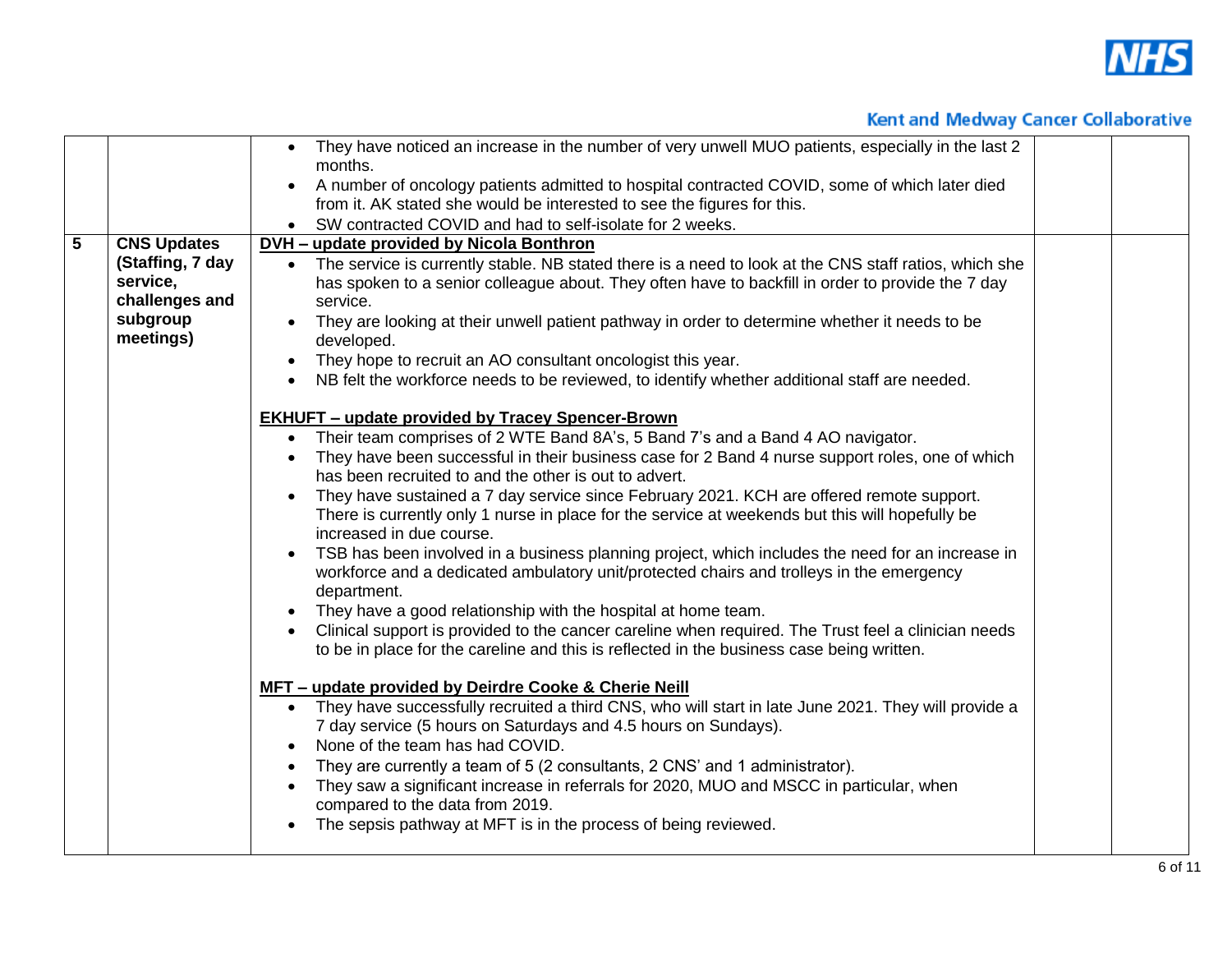| | | | | |
|---|---|---|---|---|
| | | • They have noticed an increase in the number of very unwell MUO patients, especially in the last 2 months.<br>• A number of oncology patients admitted to hospital contracted COVID, some of which later died from it. AK stated she would be interested to see the figures for this.<br>• SW contracted COVID and had to self-isolate for 2 weeks. | | |
| **5** | **CNS Updates (Staffing, 7 day service, challenges and subgroup meetings)** | **<u>DVH – update provided by Nicola Bonthron</u>**<br>• The service is currently stable. NB stated there is a need to look at the CNS staff ratios, which she has spoken to a senior colleague about. They often have to backfill in order to provide the 7 day service.<br>• They are looking at their unwell patient pathway in order to determine whether it needs to be developed.<br>• They hope to recruit an AO consultant oncologist this year.<br>• NB felt the workforce needs to be reviewed, to identify whether additional staff are needed.<br><br>**<u>EKHUFT – update provided by Tracey Spencer-Brown</u>**<br>• Their team comprises of 2 WTE Band 8A's, 5 Band 7's and a Band 4 AO navigator.<br>• They have been successful in their business case for 2 Band 4 nurse support roles, one of which has been recruited to and the other is out to advert.<br>• They have sustained a 7 day service since February 2021. KCH are offered remote support. There is currently only 1 nurse in place for the service at weekends but this will hopefully be increased in due course.<br>• TSB has been involved in a business planning project, which includes the need for an increase in workforce and a dedicated ambulatory unit/protected chairs and trolleys in the emergency department.<br>• They have a good relationship with the hospital at home team.<br>• Clinical support is provided to the cancer careline when required. The Trust feel a clinician needs to be in place for the careline and this is reflected in the business case being written.<br><br>**<u>MFT – update provided by Deirdre Cooke & Cherie Neill</u>**<br>• They have successfully recruited a third CNS, who will start in late June 2021. They will provide a 7 day service (5 hours on Saturdays and 4.5 hours on Sundays).<br>• None of the team has had COVID.<br>• They are currently a team of 5 (2 consultants, 2 CNS' and 1 administrator).<br>• They saw a significant increase in referrals for 2020, MUO and MSCC in particular, when compared to the data from 2019.<br>• The sepsis pathway at MFT is in the process of being reviewed. | | |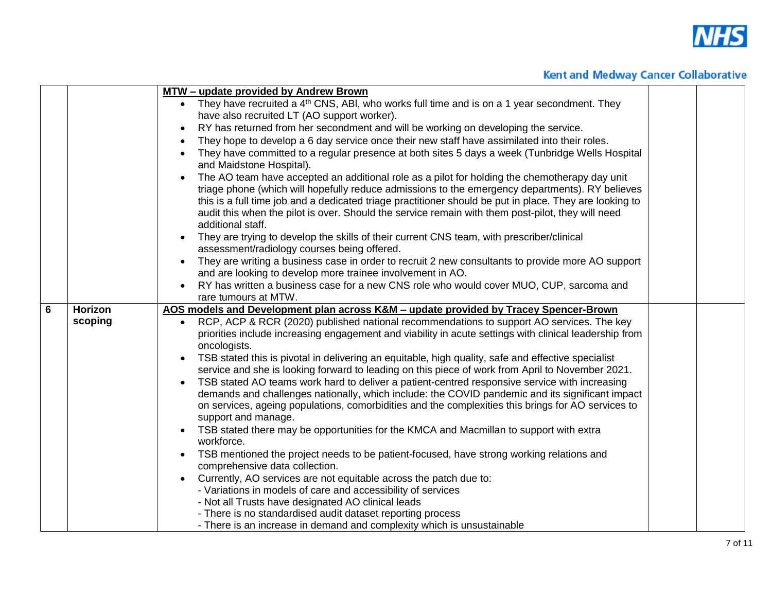| | | | | |
|---|---|---|---|---|
| | | **MTW – update provided by Andrew Brown**<br>• They have recruited a 4th CNS, ABl, who works full time and is on a 1 year secondment. They have also recruited LT (AO support worker).<br>• RY has returned from her secondment and will be working on developing the service.<br>• They hope to develop a 6 day service once their new staff have assimilated into their roles.<br>• They have committed to a regular presence at both sites 5 days a week (Tunbridge Wells Hospital and Maidstone Hospital).<br>• The AO team have accepted an additional role as a pilot for holding the chemotherapy day unit triage phone (which will hopefully reduce admissions to the emergency departments). RY believes this is a full time job and a dedicated triage practitioner should be put in place. They are looking to audit this when the pilot is over. Should the service remain with them post-pilot, they will need additional staff.<br>• They are trying to develop the skills of their current CNS team, with prescriber/clinical assessment/radiology courses being offered.<br>• They are writing a business case in order to recruit 2 new consultants to provide more AO support and are looking to develop more trainee involvement in AO.<br>• RY has written a business case for a new CNS role who would cover MUO, CUP, sarcoma and rare tumours at MTW. | | |
| **6** | **Horizon scoping** | **AOS models and Development plan across K&M – update provided by Tracey Spencer-Brown**<br>• RCP, ACP & RCR (2020) published national recommendations to support AO services. The key priorities include increasing engagement and viability in acute settings with clinical leadership from oncologists.<br>• TSB stated this is pivotal in delivering an equitable, high quality, safe and effective specialist service and she is looking forward to leading on this piece of work from April to November 2021.<br>• TSB stated AO teams work hard to deliver a patient-centred responsive service with increasing demands and challenges nationally, which include: the COVID pandemic and its significant impact on services, ageing populations, comorbidities and the complexities this brings for AO services to support and manage.<br>• TSB stated there may be opportunities for the KMCA and Macmillan to support with extra workforce.<br>• TSB mentioned the project needs to be patient-focused, have strong working relations and comprehensive data collection.<br>• Currently, AO services are not equitable across the patch due to:<br>- Variations in models of care and accessibility of services<br>- Not all Trusts have designated AO clinical leads<br>- There is no standardised audit dataset reporting process<br>- There is an increase in demand and complexity which is unsustainable | | |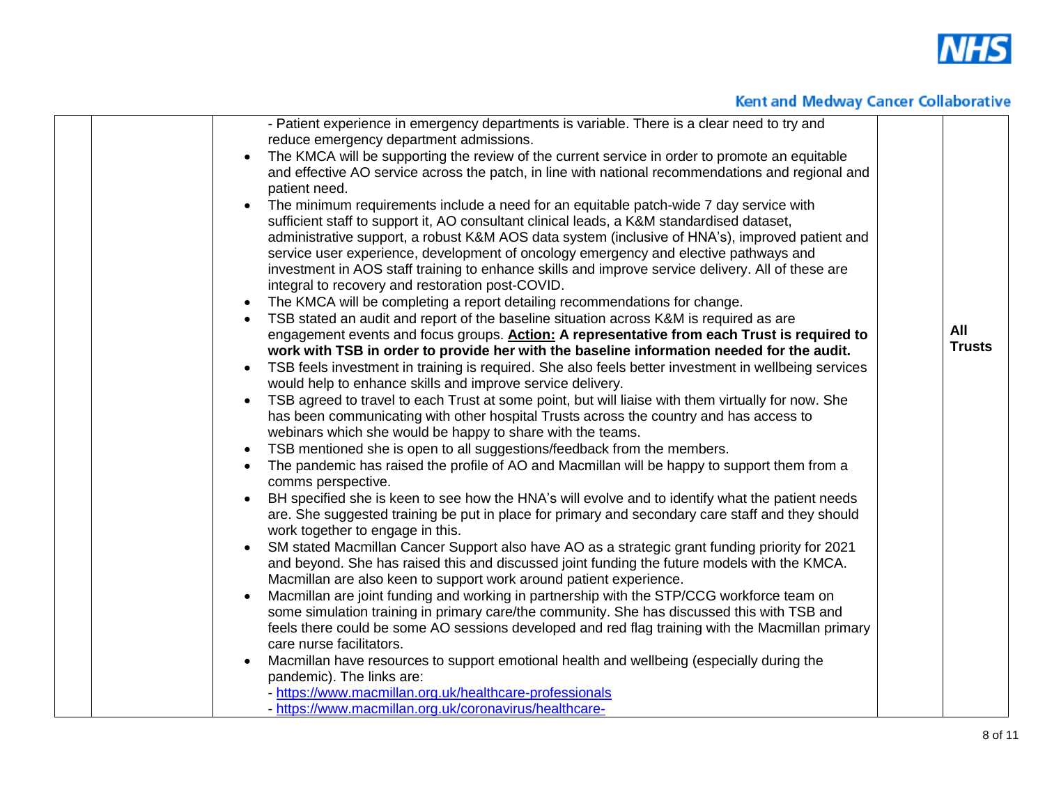| | | | | |
|---|---|---|---|---|
| | | - Patient experience in emergency departments is variable. There is a clear need to try and reduce emergency department admissions.<br>• The KMCA will be supporting the review of the current service in order to promote an equitable and effective AO service across the patch, in line with national recommendations and regional and patient need.<br>• The minimum requirements include a need for an equitable patch-wide 7 day service with sufficient staff to support it, AO consultant clinical leads, a K&M standardised dataset, administrative support, a robust K&M AOS data system (inclusive of HNA's), improved patient and service user experience, development of oncology emergency and elective pathways and investment in AOS staff training to enhance skills and improve service delivery. All of these are integral to recovery and restoration post-COVID.<br>• The KMCA will be completing a report detailing recommendations for change.<br>• TSB stated an audit and report of the baseline situation across K&M is required as are engagement events and focus groups. **<u>Action:</u> A representative from each Trust is required to work with TSB in order to provide her with the baseline information needed for the audit.**<br>• TSB feels investment in training is required. She also feels better investment in wellbeing services would help to enhance skills and improve service delivery.<br>• TSB agreed to travel to each Trust at some point, but will liaise with them virtually for now. She has been communicating with other hospital Trusts across the country and has access to webinars which she would be happy to share with the teams.<br>• TSB mentioned she is open to all suggestions/feedback from the members.<br>• The pandemic has raised the profile of AO and Macmillan will be happy to support them from a comms perspective.<br>• BH specified she is keen to see how the HNA's will evolve and to identify what the patient needs are. She suggested training be put in place for primary and secondary care staff and they should work together to engage in this.<br>• SM stated Macmillan Cancer Support also have AO as a strategic grant funding priority for 2021 and beyond. She has raised this and discussed joint funding the future models with the KMCA. Macmillan are also keen to support work around patient experience.<br>• Macmillan are joint funding and working in partnership with the STP/CCG workforce team on some simulation training in primary care/the community. She has discussed this with TSB and feels there could be some AO sessions developed and red flag training with the Macmillan primary care nurse facilitators.<br>• Macmillan have resources to support emotional health and wellbeing (especially during the pandemic). The links are:<br>- https://www.macmillan.org.uk/healthcare-professionals<br>- https://www.macmillan.org.uk/coronavirus/healthcare- | | **All Trusts** |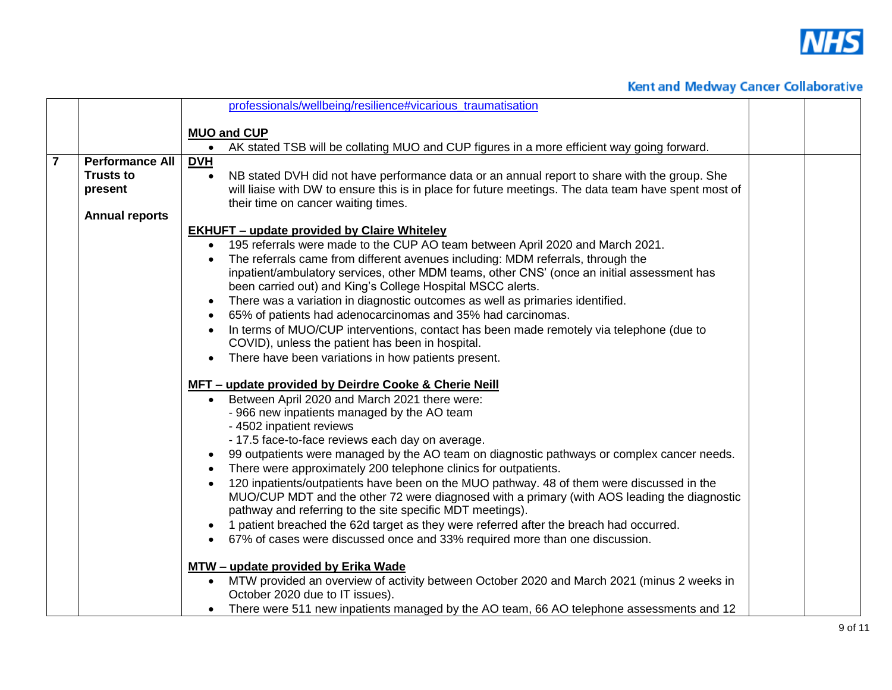| | | | | |
|---|---|---|---|---|
| | | professionals/wellbeing/resilience#vicarious_traumatisation<br><br>**MUO and CUP**<br>• AK stated TSB will be collating MUO and CUP figures in a more efficient way going forward. | | |
| **7** | **Performance All Trusts to present**<br><br>**Annual reports** | **DVH**<br>• NB stated DVH did not have performance data or an annual report to share with the group. She will liaise with DW to ensure this is in place for future meetings. The data team have spent most of their time on cancer waiting times.<br><br>**EKHUFT – update provided by Claire Whiteley**<br>• 195 referrals were made to the CUP AO team between April 2020 and March 2021.<br>• The referrals came from different avenues including: MDM referrals, through the inpatient/ambulatory services, other MDM teams, other CNS' (once an initial assessment has been carried out) and King's College Hospital MSCC alerts.<br>• There was a variation in diagnostic outcomes as well as primaries identified.<br>• 65% of patients had adenocarcinomas and 35% had carcinomas.<br>• In terms of MUO/CUP interventions, contact has been made remotely via telephone (due to COVID), unless the patient has been in hospital.<br>• There have been variations in how patients present.<br><br>**MFT – update provided by Deirdre Cooke & Cherie Neill**<br>• Between April 2020 and March 2021 there were:<br>- 966 new inpatients managed by the AO team<br>- 4502 inpatient reviews<br>- 17.5 face-to-face reviews each day on average.<br>• 99 outpatients were managed by the AO team on diagnostic pathways or complex cancer needs.<br>• There were approximately 200 telephone clinics for outpatients.<br>• 120 inpatients/outpatients have been on the MUO pathway. 48 of them were discussed in the MUO/CUP MDT and the other 72 were diagnosed with a primary (with AOS leading the diagnostic pathway and referring to the site specific MDT meetings).<br>• 1 patient breached the 62d target as they were referred after the breach had occurred.<br>• 67% of cases were discussed once and 33% required more than one discussion.<br><br>**MTW – update provided by Erika Wade**<br>• MTW provided an overview of activity between October 2020 and March 2021 (minus 2 weeks in October 2020 due to IT issues).<br>• There were 511 new inpatients managed by the AO team, 66 AO telephone assessments and 12 | | |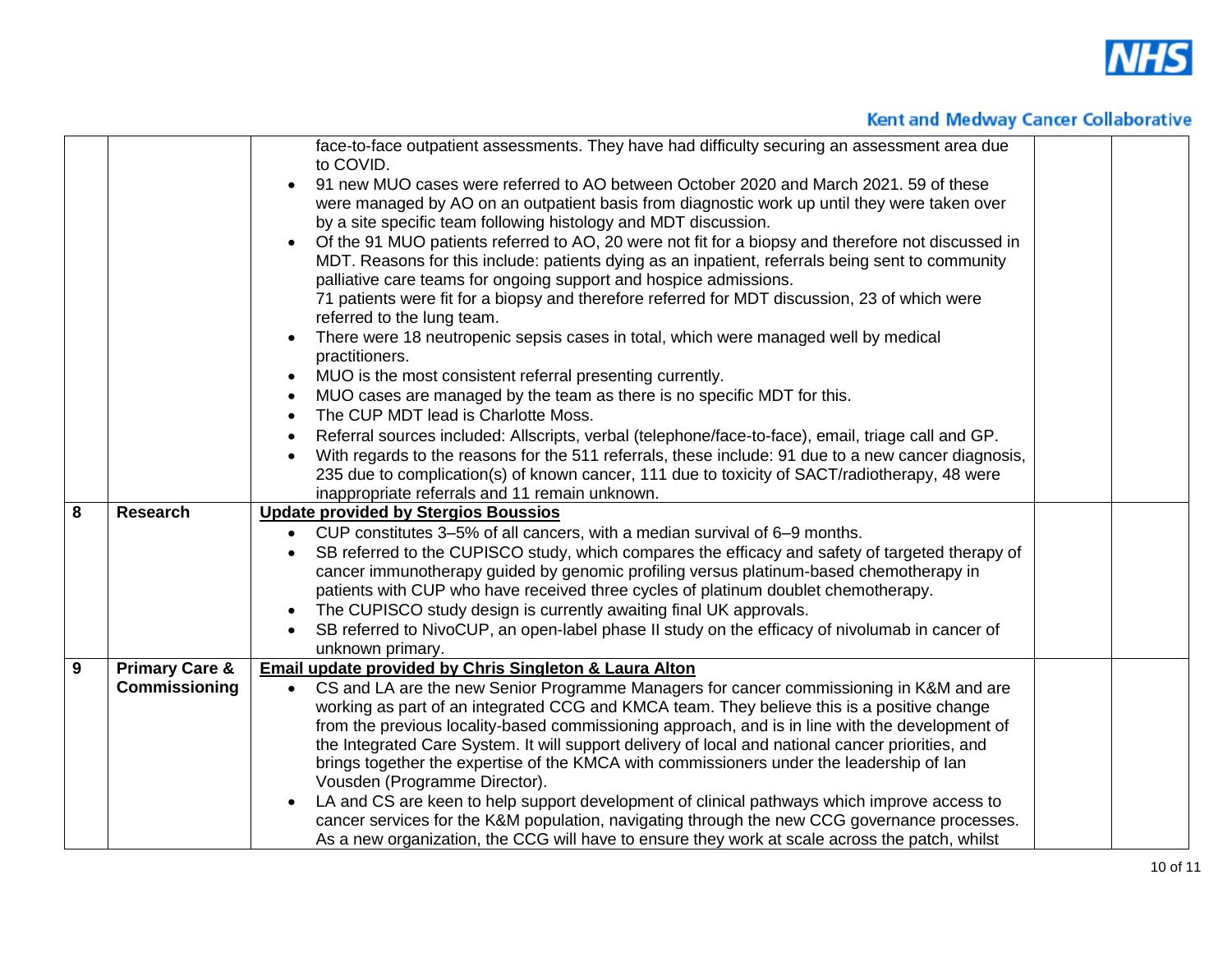| | | | | |
|---|---|---|---|---|
| | | face-to-face outpatient assessments. They have had difficulty securing an assessment area due to COVID.<br>• 91 new MUO cases were referred to AO between October 2020 and March 2021. 59 of these were managed by AO on an outpatient basis from diagnostic work up until they were taken over by a site specific team following histology and MDT discussion.<br>• Of the 91 MUO patients referred to AO, 20 were not fit for a biopsy and therefore not discussed in MDT. Reasons for this include: patients dying as an inpatient, referrals being sent to community palliative care teams for ongoing support and hospice admissions.<br>71 patients were fit for a biopsy and therefore referred for MDT discussion, 23 of which were referred to the lung team.<br>• There were 18 neutropenic sepsis cases in total, which were managed well by medical practitioners.<br>• MUO is the most consistent referral presenting currently.<br>• MUO cases are managed by the team as there is no specific MDT for this.<br>• The CUP MDT lead is Charlotte Moss.<br>• Referral sources included: Allscripts, verbal (telephone/face-to-face), email, triage call and GP.<br>• With regards to the reasons for the 511 referrals, these include: 91 due to a new cancer diagnosis, 235 due to complication(s) of known cancer, 111 due to toxicity of SACT/radiotherapy, 48 were inappropriate referrals and 11 remain unknown. | | |
| **8** | **Research** | **Update provided by Stergios Boussios**<br>• CUP constitutes 3–5% of all cancers, with a median survival of 6–9 months.<br>• SB referred to the CUPISCO study, which compares the efficacy and safety of targeted therapy of cancer immunotherapy guided by genomic profiling versus platinum-based chemotherapy in patients with CUP who have received three cycles of platinum doublet chemotherapy.<br>• The CUPISCO study design is currently awaiting final UK approvals.<br>• SB referred to NivoCUP, an open-label phase II study on the efficacy of nivolumab in cancer of unknown primary. | | |
| **9** | **Primary Care & Commissioning** | **Email update provided by Chris Singleton & Laura Alton**<br>• CS and LA are the new Senior Programme Managers for cancer commissioning in K&M and are working as part of an integrated CCG and KMCA team. They believe this is a positive change from the previous locality-based commissioning approach, and is in line with the development of the Integrated Care System. It will support delivery of local and national cancer priorities, and brings together the expertise of the KMCA with commissioners under the leadership of Ian Vousden (Programme Director).<br>• LA and CS are keen to help support development of clinical pathways which improve access to cancer services for the K&M population, navigating through the new CCG governance processes. As a new organization, the CCG will have to ensure they work at scale across the patch, whilst | | |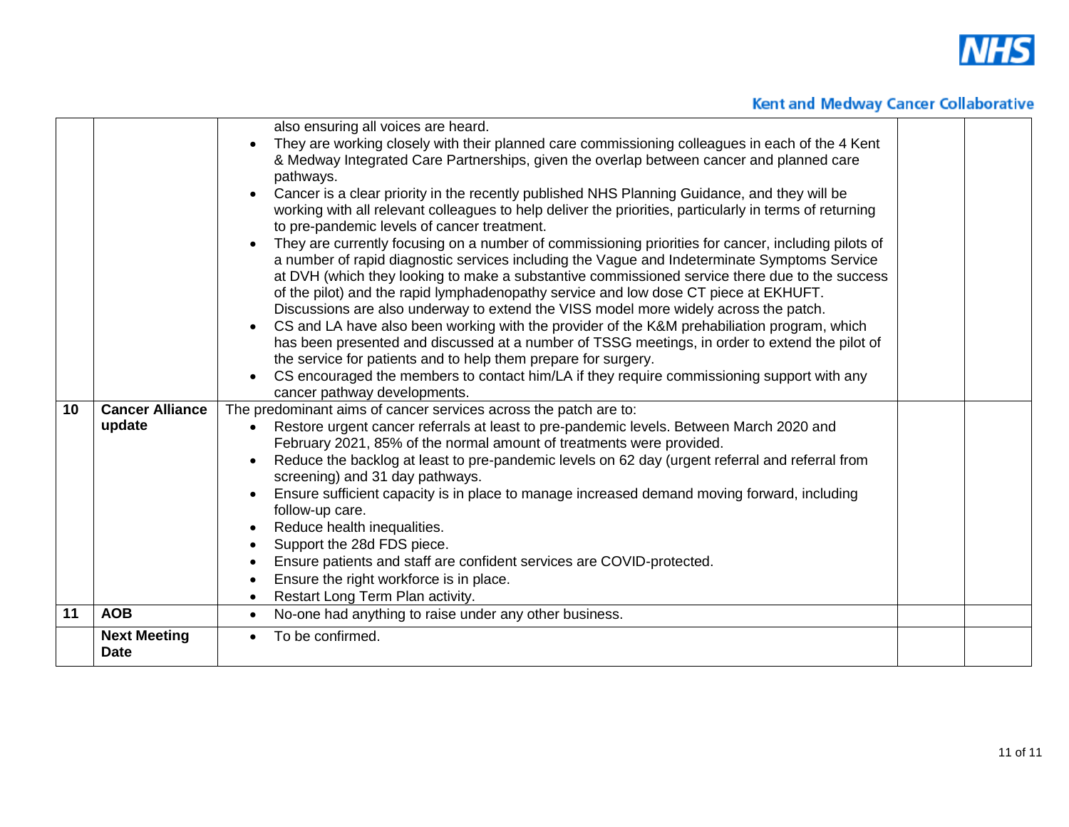| | | | | |
|---|---|---|---|---|
| | | also ensuring all voices are heard.<br>• They are working closely with their planned care commissioning colleagues in each of the 4 Kent & Medway Integrated Care Partnerships, given the overlap between cancer and planned care pathways.<br>• Cancer is a clear priority in the recently published NHS Planning Guidance, and they will be working with all relevant colleagues to help deliver the priorities, particularly in terms of returning to pre-pandemic levels of cancer treatment.<br>• They are currently focusing on a number of commissioning priorities for cancer, including pilots of a number of rapid diagnostic services including the Vague and Indeterminate Symptoms Service at DVH (which they looking to make a substantive commissioned service there due to the success of the pilot) and the rapid lymphadenopathy service and low dose CT piece at EKHUFT. Discussions are also underway to extend the VISS model more widely across the patch.<br>• CS and LA have also been working with the provider of the K&M prehabiliation program, which has been presented and discussed at a number of TSSG meetings, in order to extend the pilot of the service for patients and to help them prepare for surgery.<br>• CS encouraged the members to contact him/LA if they require commissioning support with any cancer pathway developments. | | |
| **10** | **Cancer Alliance update** | The predominant aims of cancer services across the patch are to:<br>• Restore urgent cancer referrals at least to pre-pandemic levels. Between March 2020 and February 2021, 85% of the normal amount of treatments were provided.<br>• Reduce the backlog at least to pre-pandemic levels on 62 day (urgent referral and referral from screening) and 31 day pathways.<br>• Ensure sufficient capacity is in place to manage increased demand moving forward, including follow-up care.<br>• Reduce health inequalities.<br>• Support the 28d FDS piece.<br>• Ensure patients and staff are confident services are COVID-protected.<br>• Ensure the right workforce is in place.<br>• Restart Long Term Plan activity. | | |
| **11** | **AOB** | • No-one had anything to raise under any other business. | | |
| | **Next Meeting Date** | • To be confirmed. | | |